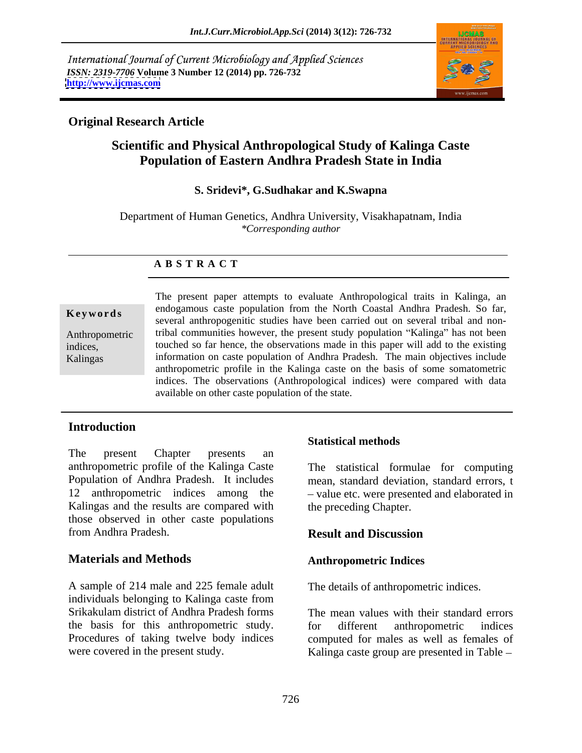*International Journal of Current Microbiology and Applied Sciences*
*ISSN: 2319-7706* **Volume 3 Number 12 (2014) pp. 726-732**
**http://www.ijcmas.com**

**Original Research Article**

# Scientific and Physical Anthropological Study of Kalinga Caste Population of Eastern Andhra Pradesh State in India

**S. Sridevi\*, G.Sudhakar and K.Swapna**

Department of Human Genetics, Andhra University, Visakhapatnam, India
*\*Corresponding author*

## A B S T R A C T

**Keywords**

Anthropometric indices, Kalingas

The present paper attempts to evaluate Anthropological traits in Kalinga, an endogamous caste population from the North Coastal Andhra Pradesh. So far, several anthropogenitic studies have been carried out on several tribal and non-tribal communities however, the present study population "Kalinga" has not been touched so far hence, the observations made in this paper will add to the existing information on caste population of Andhra Pradesh. The main objectives include anthropometric profile in the Kalinga caste on the basis of some somatometric indices. The observations (Anthropological indices) were compared with data available on other caste population of the state.

## Introduction

The present Chapter presents an anthropometric profile of the Kalinga Caste Population of Andhra Pradesh. It includes 12 anthropometric indices among the Kalingas and the results are compared with those observed in other caste populations from Andhra Pradesh.

## Materials and Methods

A sample of 214 male and 225 female adult individuals belonging to Kalinga caste from Srikakulam district of Andhra Pradesh forms the basis for this anthropometric study. Procedures of taking twelve body indices were covered in the present study.

### Statistical methods

The statistical formulae for computing mean, standard deviation, standard errors, t – value etc. were presented and elaborated in the preceding Chapter.

## Result and Discussion

### Anthropometric Indices

The details of anthropometric indices.

The mean values with their standard errors for different anthropometric indices computed for males as well as females of Kalinga caste group are presented in Table –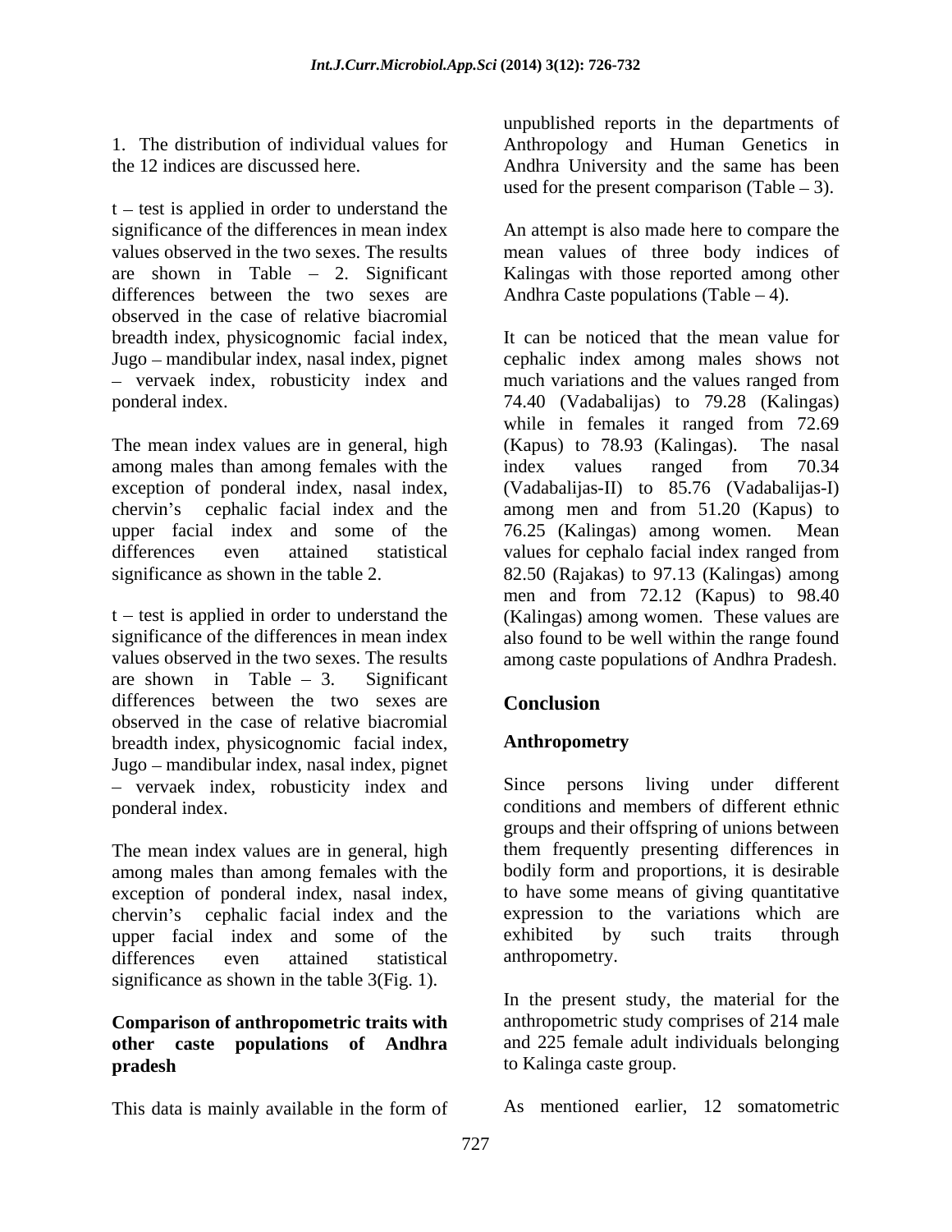1. The distribution of individual values for the 12 indices are discussed here.

t – test is applied in order to understand the significance of the differences in mean index values observed in the two sexes. The results are shown in Table – 2. Significant differences between the two sexes are observed in the case of relative biacromial breadth index, physicognomic facial index, Jugo – mandibular index, nasal index, pignet – vervaek index, robusticity index and ponderal index.

The mean index values are in general, high among males than among females with the exception of ponderal index, nasal index, chervin's cephalic facial index and the upper facial index and some of the differences even attained statistical significance as shown in the table 2.

t – test is applied in order to understand the significance of the differences in mean index values observed in the two sexes. The results are shown in Table – 3. Significant differences between the two sexes are observed in the case of relative biacromial breadth index, physicognomic facial index, Jugo – mandibular index, nasal index, pignet – vervaek index, robusticity index and ponderal index.

The mean index values are in general, high among males than among females with the exception of ponderal index, nasal index, chervin's cephalic facial index and the upper facial index and some of the differences even attained statistical significance as shown in the table 3(Fig. 1).

**Comparison of anthropometric traits with other caste populations of Andhra pradesh**

This data is mainly available in the form of unpublished reports in the departments of Anthropology and Human Genetics in Andhra University and the same has been used for the present comparison (Table – 3).

An attempt is also made here to compare the mean values of three body indices of Kalingas with those reported among other Andhra Caste populations (Table – 4).

It can be noticed that the mean value for cephalic index among males shows not much variations and the values ranged from 74.40 (Vadabalijas) to 79.28 (Kalingas) while in females it ranged from 72.69 (Kapus) to 78.93 (Kalingas). The nasal index values ranged from 70.34 (Vadabalijas-II) to 85.76 (Vadabalijas-I) among men and from 51.20 (Kapus) to 76.25 (Kalingas) among women. Mean values for cephalo facial index ranged from 82.50 (Rajakas) to 97.13 (Kalingas) among men and from 72.12 (Kapus) to 98.40 (Kalingas) among women. These values are also found to be well within the range found among caste populations of Andhra Pradesh.

## Conclusion

### Anthropometry

Since persons living under different conditions and members of different ethnic groups and their offspring of unions between them frequently presenting differences in bodily form and proportions, it is desirable to have some means of giving quantitative expression to the variations which are exhibited by such traits through anthropometry.

In the present study, the material for the anthropometric study comprises of 214 male and 225 female adult individuals belonging to Kalinga caste group.

As mentioned earlier, 12 somatometric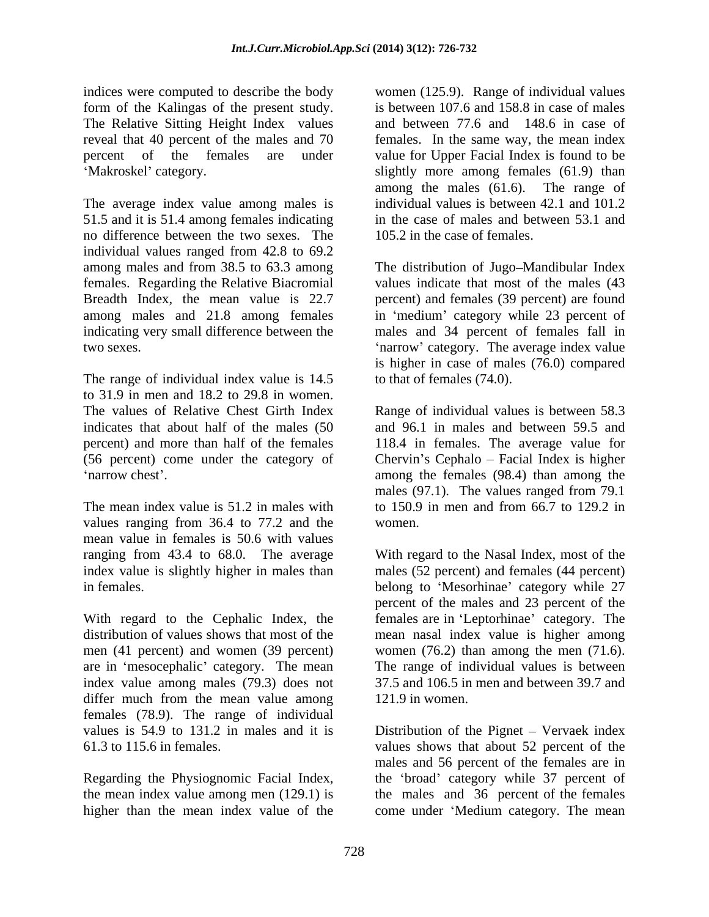indices were computed to describe the body form of the Kalingas of the present study. The Relative Sitting Height Index values reveal that 40 percent of the males and 70 percent of the females are under 'Makroskel' category.

The average index value among males is 51.5 and it is 51.4 among females indicating no difference between the two sexes. The individual values ranged from 42.8 to 69.2 among males and from 38.5 to 63.3 among females. Regarding the Relative Biacromial Breadth Index, the mean value is 22.7 among males and 21.8 among females indicating very small difference between the two sexes.

The range of individual index value is 14.5 to 31.9 in men and 18.2 to 29.8 in women. The values of Relative Chest Girth Index indicates that about half of the males (50 percent) and more than half of the females (56 percent) come under the category of 'narrow chest'.

The mean index value is 51.2 in males with values ranging from 36.4 to 77.2 and the mean value in females is 50.6 with values ranging from 43.4 to 68.0. The average index value is slightly higher in males than in females.

With regard to the Cephalic Index, the distribution of values shows that most of the men (41 percent) and women (39 percent) are in 'mesocephalic' category. The mean index value among males (79.3) does not differ much from the mean value among females (78.9). The range of individual values is 54.9 to 131.2 in males and it is 61.3 to 115.6 in females.

Regarding the Physiognomic Facial Index, the mean index value among men (129.1) is higher than the mean index value of the women (125.9). Range of individual values is between 107.6 and 158.8 in case of males and between 77.6 and 148.6 in case of females. In the same way, the mean index value for Upper Facial Index is found to be slightly more among females (61.9) than among the males (61.6). The range of individual values is between 42.1 and 101.2 in the case of males and between 53.1 and 105.2 in the case of females.

The distribution of Jugo–Mandibular Index values indicate that most of the males (43 percent) and females (39 percent) are found in 'medium' category while 23 percent of males and 34 percent of females fall in 'narrow' category. The average index value is higher in case of males (76.0) compared to that of females (74.0).

Range of individual values is between 58.3 and 96.1 in males and between 59.5 and 118.4 in females. The average value for Chervin's Cephalo – Facial Index is higher among the females (98.4) than among the males (97.1). The values ranged from 79.1 to 150.9 in men and from 66.7 to 129.2 in women.

With regard to the Nasal Index, most of the males (52 percent) and females (44 percent) belong to 'Mesorhinae' category while 27 percent of the males and 23 percent of the females are in 'Leptorhinae' category. The mean nasal index value is higher among women (76.2) than among the men (71.6). The range of individual values is between 37.5 and 106.5 in men and between 39.7 and 121.9 in women.

Distribution of the Pignet – Vervaek index values shows that about 52 percent of the males and 56 percent of the females are in the 'broad' category while 37 percent of the males and 36 percent of the females come under 'Medium category. The mean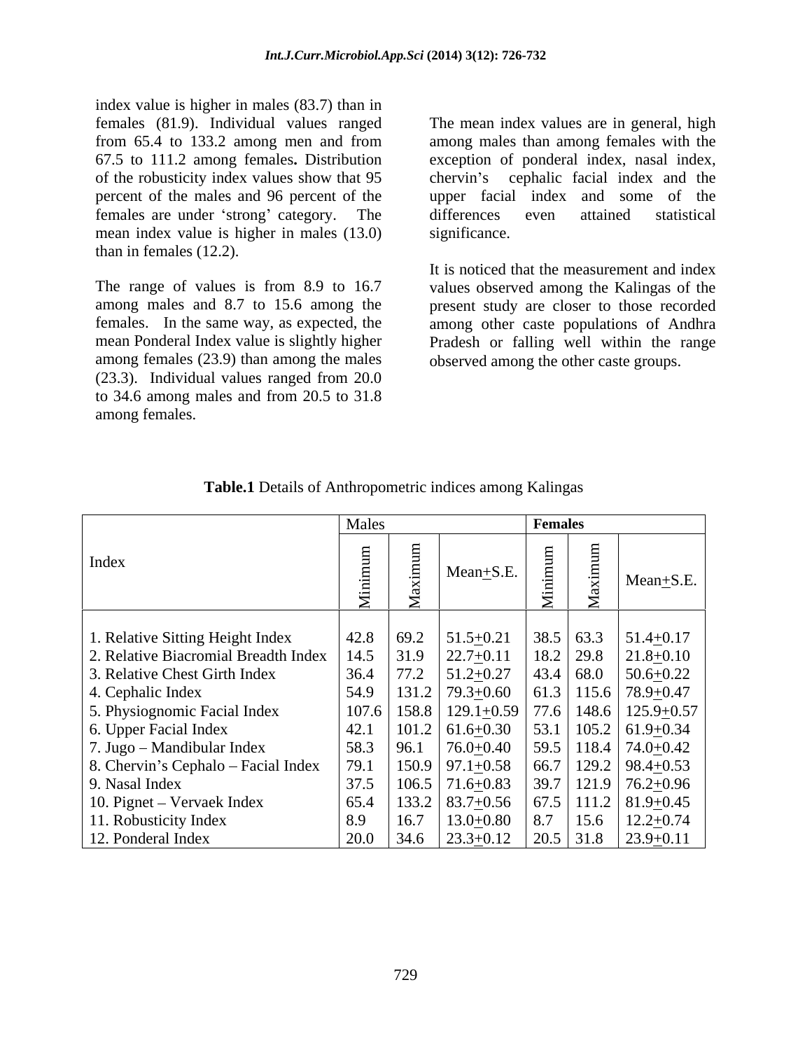index value is higher in males (83.7) than in females (81.9). Individual values ranged from 65.4 to 133.2 among men and from 67.5 to 111.2 among females**.** Distribution of the robusticity index values show that 95 percent of the males and 96 percent of the females are under 'strong' category. The mean index value is higher in males (13.0) than in females (12.2).

The range of values is from 8.9 to 16.7 among males and 8.7 to 15.6 among the females. In the same way, as expected, the mean Ponderal Index value is slightly higher among females (23.9) than among the males (23.3). Individual values ranged from 20.0 to 34.6 among males and from 20.5 to 31.8 among females.

The mean index values are in general, high among males than among females with the exception of ponderal index, nasal index, chervin's cephalic facial index and the upper facial index and some of the differences even attained statistical significance.

It is noticed that the measurement and index values observed among the Kalingas of the present study are closer to those recorded among other caste populations of Andhra Pradesh or falling well within the range observed among the other caste groups.

**Table.1** Details of Anthropometric indices among Kalingas

| Index | Males | | | **Females** | | |
|---|---|---|---|---|---|---|
| | Minimum | Maximum | Mean+S.E. | Minimum | Maximum | Mean+S.E. |
| 1. Relative Sitting Height Index | 42.8 | 69.2 | 51.5+0.21 | 38.5 | 63.3 | 51.4+0.17 |
| 2. Relative Biacromial Breadth Index | 14.5 | 31.9 | 22.7+0.11 | 18.2 | 29.8 | 21.8+0.10 |
| 3. Relative Chest Girth Index | 36.4 | 77.2 | 51.2+0.27 | 43.4 | 68.0 | 50.6+0.22 |
| 4. Cephalic Index | 54.9 | 131.2 | 79.3+0.60 | 61.3 | 115.6 | 78.9+0.47 |
| 5. Physiognomic Facial Index | 107.6 | 158.8 | 129.1+0.59 | 77.6 | 148.6 | 125.9+0.57 |
| 6. Upper Facial Index | 42.1 | 101.2 | 61.6+0.30 | 53.1 | 105.2 | 61.9+0.34 |
| 7. Jugo – Mandibular Index | 58.3 | 96.1 | 76.0+0.40 | 59.5 | 118.4 | 74.0+0.42 |
| 8. Chervin's Cephalo – Facial Index | 79.1 | 150.9 | 97.1+0.58 | 66.7 | 129.2 | 98.4+0.53 |
| 9. Nasal Index | 37.5 | 106.5 | 71.6+0.83 | 39.7 | 121.9 | 76.2+0.96 |
| 10. Pignet – Vervaek Index | 65.4 | 133.2 | 83.7+0.56 | 67.5 | 111.2 | 81.9+0.45 |
| 11. Robusticity Index | 8.9 | 16.7 | 13.0+0.80 | 8.7 | 15.6 | 12.2+0.74 |
| 12. Ponderal Index | 20.0 | 34.6 | 23.3+0.12 | 20.5 | 31.8 | 23.9+0.11 |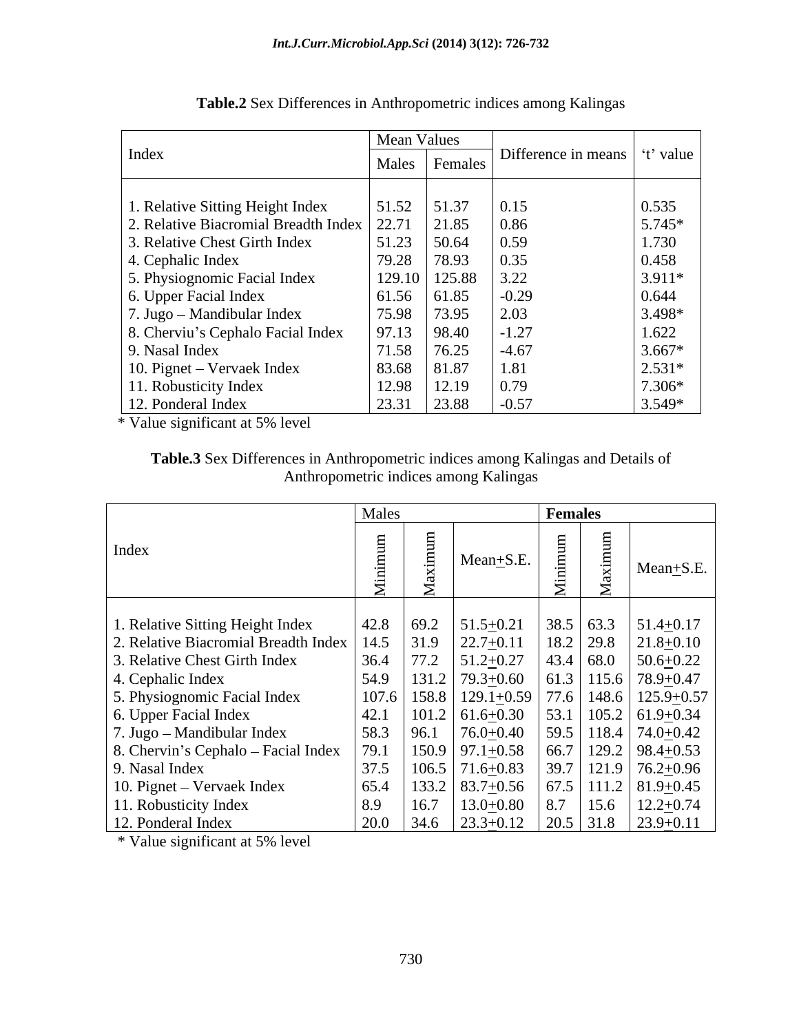**Table.2** Sex Differences in Anthropometric indices among Kalingas

| Index | Mean Values | | Difference in means | 't' value |
|---|---|---|---|---|
| | Males | Females | | |
| 1. Relative Sitting Height Index | 51.52 | 51.37 | 0.15 | 0.535 |
| 2. Relative Biacromial Breadth Index | 22.71 | 21.85 | 0.86 | 5.745* |
| 3. Relative Chest Girth Index | 51.23 | 50.64 | 0.59 | 1.730 |
| 4. Cephalic Index | 79.28 | 78.93 | 0.35 | 0.458 |
| 5. Physiognomic Facial Index | 129.10 | 125.88 | 3.22 | 3.911* |
| 6. Upper Facial Index | 61.56 | 61.85 | -0.29 | 0.644 |
| 7. Jugo – Mandibular Index | 75.98 | 73.95 | 2.03 | 3.498* |
| 8. Cherviu's Cephalo Facial Index | 97.13 | 98.40 | -1.27 | 1.622 |
| 9. Nasal Index | 71.58 | 76.25 | -4.67 | 3.667* |
| 10. Pignet – Vervaek Index | 83.68 | 81.87 | 1.81 | 2.531* |
| 11. Robusticity Index | 12.98 | 12.19 | 0.79 | 7.306* |
| 12. Ponderal Index | 23.31 | 23.88 | -0.57 | 3.549* |

* Value significant at 5% level

**Table.3** Sex Differences in Anthropometric indices among Kalingas and Details of Anthropometric indices among Kalingas

| Index | Males | | | Females | | |
|---|---|---|---|---|---|---|
| | Minimum | Maximum | Mean+S.E. | Minimum | Maximum | Mean+S.E. |
| 1. Relative Sitting Height Index | 42.8 | 69.2 | 51.5+0.21 | 38.5 | 63.3 | 51.4+0.17 |
| 2. Relative Biacromial Breadth Index | 14.5 | 31.9 | 22.7+0.11 | 18.2 | 29.8 | 21.8+0.10 |
| 3. Relative Chest Girth Index | 36.4 | 77.2 | 51.2+0.27 | 43.4 | 68.0 | 50.6+0.22 |
| 4. Cephalic Index | 54.9 | 131.2 | 79.3+0.60 | 61.3 | 115.6 | 78.9+0.47 |
| 5. Physiognomic Facial Index | 107.6 | 158.8 | 129.1+0.59 | 77.6 | 148.6 | 125.9+0.57 |
| 6. Upper Facial Index | 42.1 | 101.2 | 61.6+0.30 | 53.1 | 105.2 | 61.9+0.34 |
| 7. Jugo – Mandibular Index | 58.3 | 96.1 | 76.0+0.40 | 59.5 | 118.4 | 74.0+0.42 |
| 8. Chervin's Cephalo – Facial Index | 79.1 | 150.9 | 97.1+0.58 | 66.7 | 129.2 | 98.4+0.53 |
| 9. Nasal Index | 37.5 | 106.5 | 71.6+0.83 | 39.7 | 121.9 | 76.2+0.96 |
| 10. Pignet – Vervaek Index | 65.4 | 133.2 | 83.7+0.56 | 67.5 | 111.2 | 81.9+0.45 |
| 11. Robusticity Index | 8.9 | 16.7 | 13.0+0.80 | 8.7 | 15.6 | 12.2+0.74 |
| 12. Ponderal Index | 20.0 | 34.6 | 23.3+0.12 | 20.5 | 31.8 | 23.9+0.11 |

* Value significant at 5% level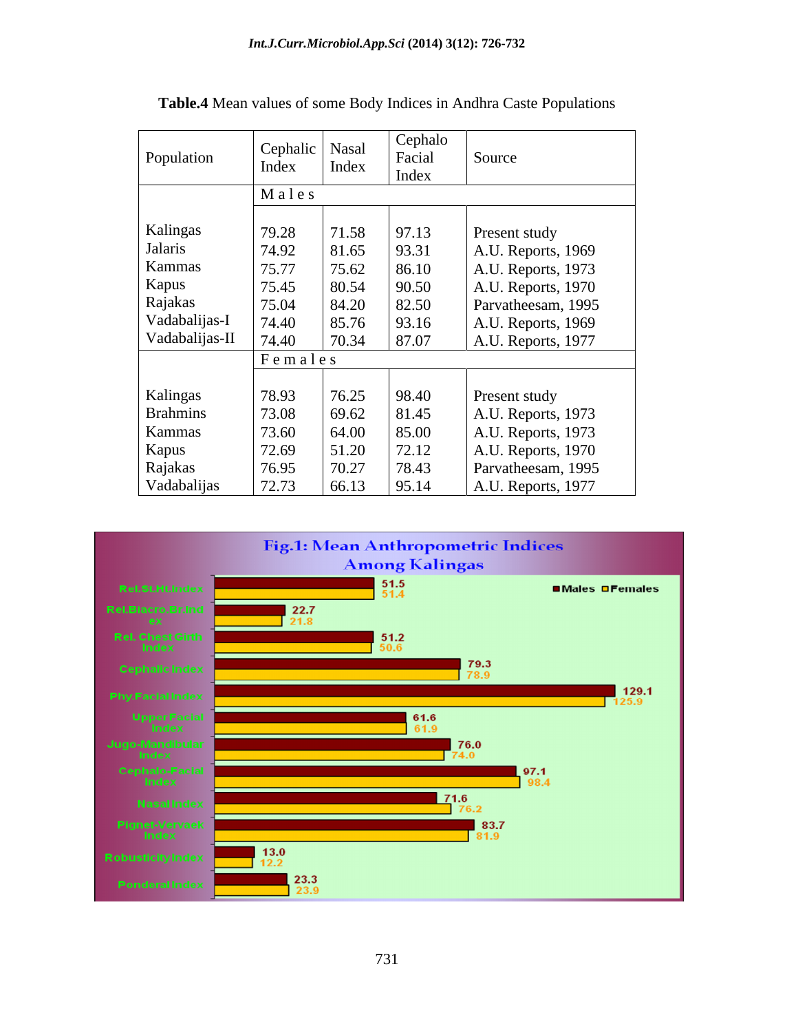**Table.4** Mean values of some Body Indices in Andhra Caste Populations

| Population | Cephalic Index | Nasal Index | Cephalo Facial Index | Source |
|---|---|---|---|---|
| | Males | | | |
| Kalingas | 79.28 | 71.58 | 97.13 | Present study |
| Jalaris | 74.92 | 81.65 | 93.31 | A.U. Reports, 1969 |
| Kammas | 75.77 | 75.62 | 86.10 | A.U. Reports, 1973 |
| Kapus | 75.45 | 80.54 | 90.50 | A.U. Reports, 1970 |
| Rajakas | 75.04 | 84.20 | 82.50 | Parvatheesam, 1995 |
| Vadabalijas-I | 74.40 | 85.76 | 93.16 | A.U. Reports, 1969 |
| Vadabalijas-II | 74.40 | 70.34 | 87.07 | A.U. Reports, 1977 |
| | Females | | | |
| Kalingas | 78.93 | 76.25 | 98.40 | Present study |
| Brahmins | 73.08 | 69.62 | 81.45 | A.U. Reports, 1973 |
| Kammas | 73.60 | 64.00 | 85.00 | A.U. Reports, 1973 |
| Kapus | 72.69 | 51.20 | 72.12 | A.U. Reports, 1970 |
| Rajakas | 76.95 | 70.27 | 78.43 | Parvatheesam, 1995 |
| Vadabalijas | 72.73 | 66.13 | 95.14 | A.U. Reports, 1977 |

**Fig.1: Mean Anthropometric Indices Among Kalingas**

| Index | Males | Females |
|---|---|---|
| Rel.St.Ht.Index | 51.5 | 51.4 |
| Rel.Biacro.Br.Index | 22.7 | 21.8 |
| Rel. Chest Girth Index | 51.2 | 50.6 |
| Cephalic Index | 79.3 | 78.9 |
| Phy.Facial Index | 129.1 | 125.9 |
| Upper Facial Index | 61.6 | 61.9 |
| Jugo-Mandibular Index | 76.0 | 74.0 |
| Cephalo-Facial Index | 97.1 | 98.4 |
| Nasal Index | 71.6 | 76.2 |
| Pignet-Vervaek Index | 83.7 | 81.9 |
| Robusticity Index | 13.0 | 12.2 |
| Ponderal Index | 23.3 | 23.9 |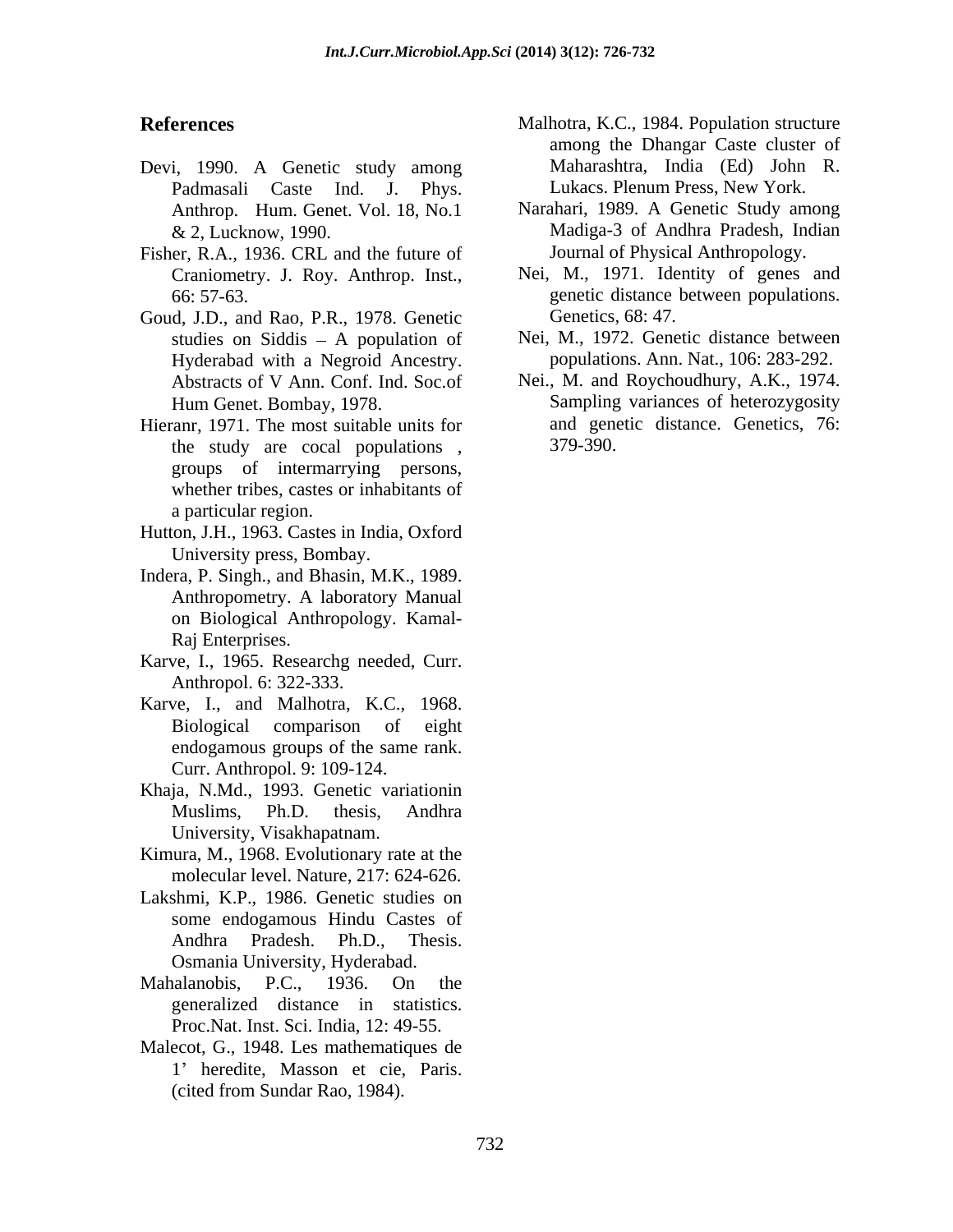## References

Devi, 1990. A Genetic study among Padmasali Caste Ind. J. Phys. Anthrop. Hum. Genet. Vol. 18, No.1 & 2, Lucknow, 1990.

Fisher, R.A., 1936. CRL and the future of Craniometry. J. Roy. Anthrop. Inst., 66: 57-63.

Goud, J.D., and Rao, P.R., 1978. Genetic studies on Siddis – A population of Hyderabad with a Negroid Ancestry. Abstracts of V Ann. Conf. Ind. Soc.of Hum Genet. Bombay, 1978.

Hieranr, 1971. The most suitable units for the study are cocal populations , groups of intermarrying persons, whether tribes, castes or inhabitants of a particular region.

Hutton, J.H., 1963. Castes in India, Oxford University press, Bombay.

Indera, P. Singh., and Bhasin, M.K., 1989. Anthropometry. A laboratory Manual on Biological Anthropology. Kamal-Raj Enterprises.

Karve, I., 1965. Researchg needed, Curr. Anthropol. 6: 322-333.

Karve, I., and Malhotra, K.C., 1968. Biological comparison of eight endogamous groups of the same rank. Curr. Anthropol. 9: 109-124.

Khaja, N.Md., 1993. Genetic variationin Muslims, Ph.D. thesis, Andhra University, Visakhapatnam.

Kimura, M., 1968. Evolutionary rate at the molecular level. Nature, 217: 624-626.

Lakshmi, K.P., 1986. Genetic studies on some endogamous Hindu Castes of Andhra Pradesh. Ph.D., Thesis. Osmania University, Hyderabad.

Mahalanobis, P.C., 1936. On the generalized distance in statistics. Proc.Nat. Inst. Sci. India, 12: 49-55.

Malecot, G., 1948. Les mathematiques de 1' heredite, Masson et cie, Paris. (cited from Sundar Rao, 1984).

Malhotra, K.C., 1984. Population structure among the Dhangar Caste cluster of Maharashtra, India (Ed) John R. Lukacs. Plenum Press, New York.

Narahari, 1989. A Genetic Study among Madiga-3 of Andhra Pradesh, Indian Journal of Physical Anthropology.

Nei, M., 1971. Identity of genes and genetic distance between populations. Genetics, 68: 47.

Nei, M., 1972. Genetic distance between populations. Ann. Nat., 106: 283-292.

Nei., M. and Roychoudhury, A.K., 1974. Sampling variances of heterozygosity and genetic distance. Genetics, 76: 379-390.